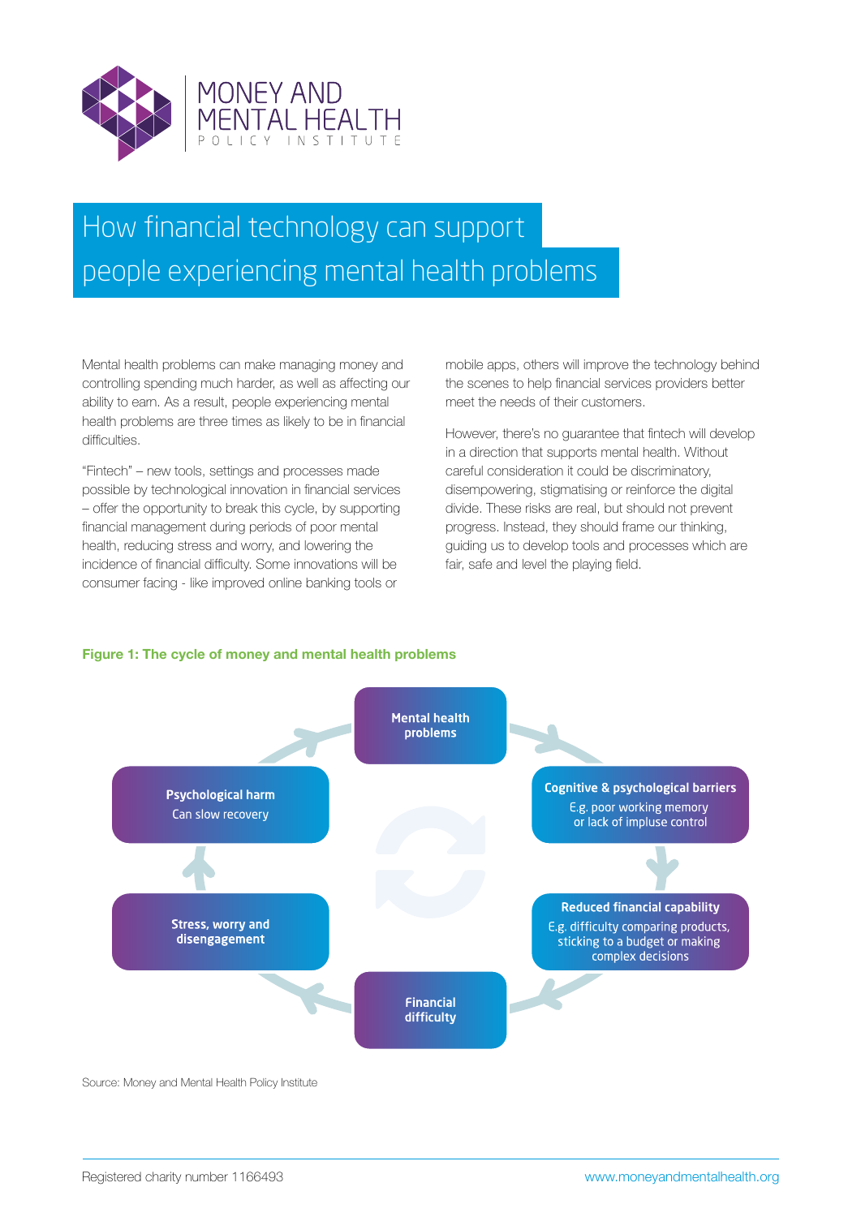MONEY AND MENTAL HEALTH POLICY INSTITUTE

# How financial technology can support people experiencing mental health problems

Mental health problems can make managing money and controlling spending much harder, as well as affecting our ability to earn. As a result, people experiencing mental health problems are three times as likely to be in financial difficulties.

"Fintech" – new tools, settings and processes made possible by technological innovation in financial services – offer the opportunity to break this cycle, by supporting financial management during periods of poor mental health, reducing stress and worry, and lowering the incidence of financial difficulty. Some innovations will be consumer facing - like improved online banking tools or mobile apps, others will improve the technology behind the scenes to help financial services providers better meet the needs of their customers.

However, there's no guarantee that fintech will develop in a direction that supports mental health. Without careful consideration it could be discriminatory, disempowering, stigmatising or reinforce the digital divide. These risks are real, but should not prevent progress. Instead, they should frame our thinking, guiding us to develop tools and processes which are fair, safe and level the playing field.

**Figure 1: The cycle of money and mental health problems**

- **Mental health problems**
- **Cognitive & psychological barriers** – E.g. poor working memory or lack of impluse control
- **Reduced financial capability** – E.g. difficulty comparing products, sticking to a budget or making complex decisions
- **Financial difficulty**
- **Stress, worry and disengagement**
- **Psychological harm** – Can slow recovery

Source: Money and Mental Health Policy Institute

Registered charity number 1166493 www.moneyandmentalhealth.org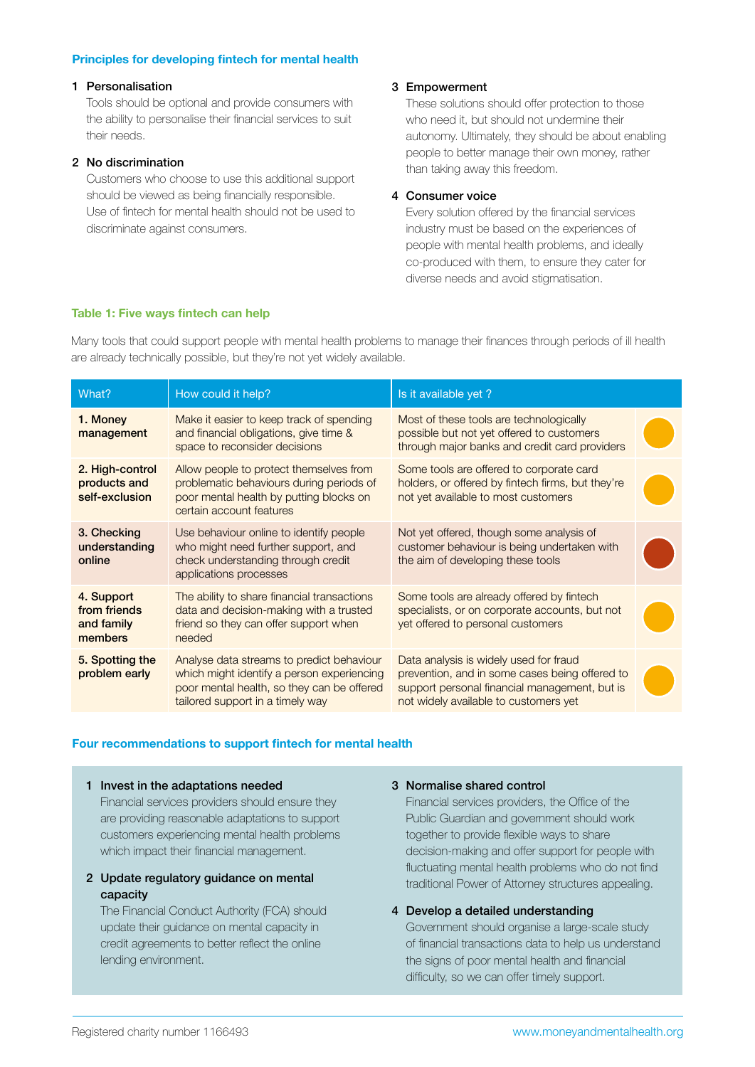## Principles for developing fintech for mental health

**1 Personalisation**
Tools should be optional and provide consumers with the ability to personalise their financial services to suit their needs.

**2 No discrimination**
Customers who choose to use this additional support should be viewed as being financially responsible. Use of fintech for mental health should not be used to discriminate against consumers.

**3 Empowerment**
These solutions should offer protection to those who need it, but should not undermine their autonomy. Ultimately, they should be about enabling people to better manage their own money, rather than taking away this freedom.

**4 Consumer voice**
Every solution offered by the financial services industry must be based on the experiences of people with mental health problems, and ideally co-produced with them, to ensure they cater for diverse needs and avoid stigmatisation.

## Table 1: Five ways fintech can help

Many tools that could support people with mental health problems to manage their finances through periods of ill health are already technically possible, but they're not yet widely available.

| What? | How could it help? | Is it available yet ? |
|---|---|---|
| **1. Money management** | Make it easier to keep track of spending and financial obligations, give time & space to reconsider decisions | Most of these tools are technologically possible but not yet offered to customers through major banks and credit card providers |
| **2. High-control products and self-exclusion** | Allow people to protect themselves from problematic behaviours during periods of poor mental health by putting blocks on certain account features | Some tools are offered to corporate card holders, or offered by fintech firms, but they're not yet available to most customers |
| **3. Checking understanding online** | Use behaviour online to identify people who might need further support, and check understanding through credit applications processes | Not yet offered, though some analysis of customer behaviour is being undertaken with the aim of developing these tools |
| **4. Support from friends and family members** | The ability to share financial transactions data and decision-making with a trusted friend so they can offer support when needed | Some tools are already offered by fintech specialists, or on corporate accounts, but not yet offered to personal customers |
| **5. Spotting the problem early** | Analyse data streams to predict behaviour which might identify a person experiencing poor mental health, so they can be offered tailored support in a timely way | Data analysis is widely used for fraud prevention, and in some cases being offered to support personal financial management, but is not widely available to customers yet |

## Four recommendations to support fintech for mental health

**1 Invest in the adaptations needed**
Financial services providers should ensure they are providing reasonable adaptations to support customers experiencing mental health problems which impact their financial management.

**2 Update regulatory guidance on mental capacity**
The Financial Conduct Authority (FCA) should update their guidance on mental capacity in credit agreements to better reflect the online lending environment.

**3 Normalise shared control**
Financial services providers, the Office of the Public Guardian and government should work together to provide flexible ways to share decision-making and offer support for people with fluctuating mental health problems who do not find traditional Power of Attorney structures appealing.

**4 Develop a detailed understanding**
Government should organise a large-scale study of financial transactions data to help us understand the signs of poor mental health and financial difficulty, so we can offer timely support.

Registered charity number 1166493

www.moneyandmentalhealth.org